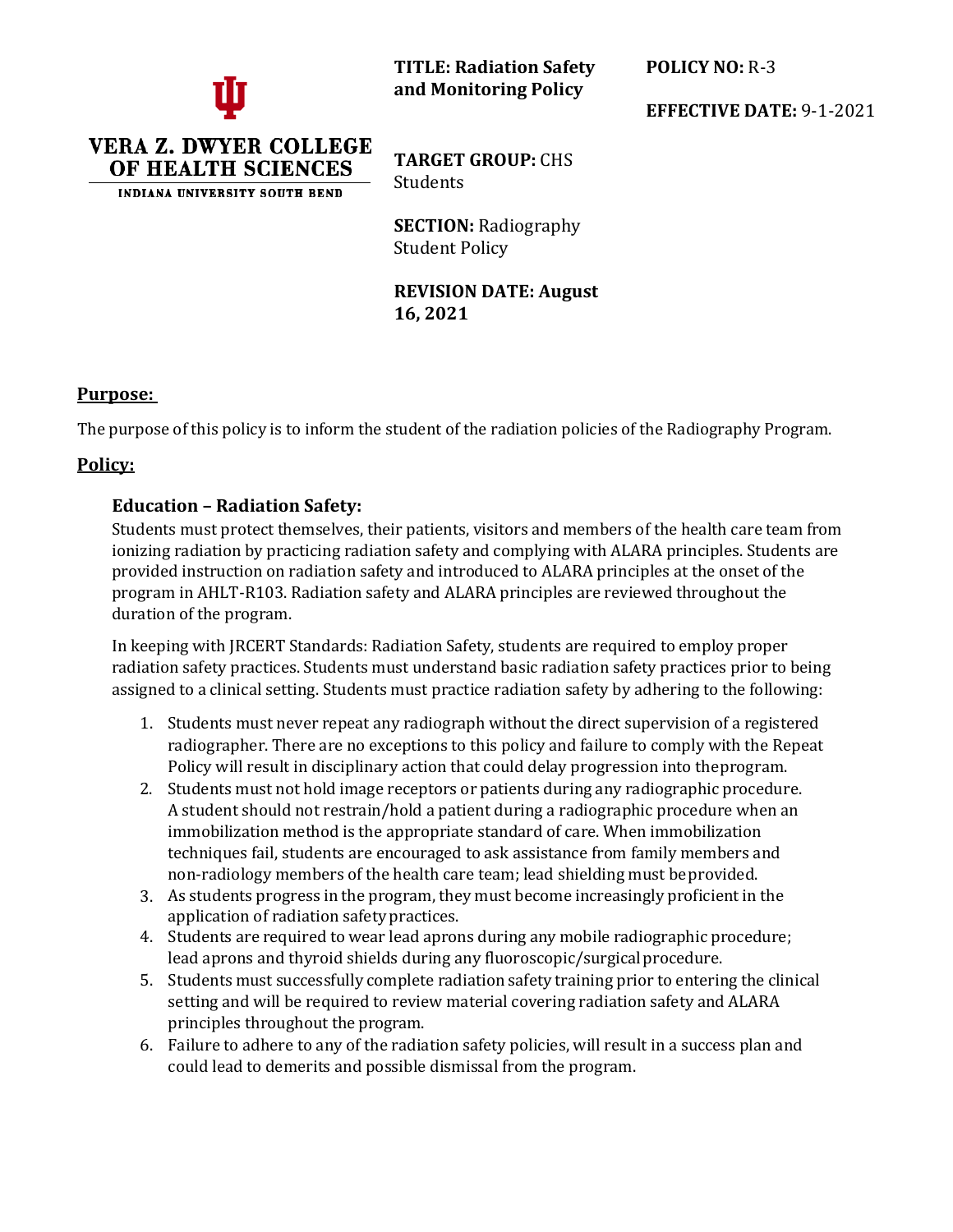**VERA Z. DWYER COLLEGE OF HEALTH SCIENCES**
**INDIANA UNIVERSITY SOUTH BEND**

**TITLE: Radiation Safety and Monitoring Policy**

**POLICY NO:** R-3

**EFFECTIVE DATE:** 9-1-2021

**TARGET GROUP:** CHS Students

**SECTION:** Radiography Student Policy

**REVISION DATE: August 16, 2021**

## Purpose:

The purpose of this policy is to inform the student of the radiation policies of the Radiography Program.

## Policy:

### Education – Radiation Safety:

Students must protect themselves, their patients, visitors and members of the health care team from ionizing radiation by practicing radiation safety and complying with ALARA principles. Students are provided instruction on radiation safety and introduced to ALARA principles at the onset of the program in AHLT-R103. Radiation safety and ALARA principles are reviewed throughout the duration of the program.

In keeping with JRCERT Standards: Radiation Safety, students are required to employ proper radiation safety practices. Students must understand basic radiation safety practices prior to being assigned to a clinical setting. Students must practice radiation safety by adhering to the following:

1. Students must never repeat any radiograph without the direct supervision of a registered radiographer. There are no exceptions to this policy and failure to comply with the Repeat Policy will result in disciplinary action that could delay progression into theprogram.
2. Students must not hold image receptors or patients during any radiographic procedure. A student should not restrain/hold a patient during a radiographic procedure when an immobilization method is the appropriate standard of care. When immobilization techniques fail, students are encouraged to ask assistance from family members and non-radiology members of the health care team; lead shielding must beprovided.
3. As students progress in the program, they must become increasingly proficient in the application of radiation safety practices.
4. Students are required to wear lead aprons during any mobile radiographic procedure; lead aprons and thyroid shields during any fluoroscopic/surgical procedure.
5. Students must successfully complete radiation safety training prior to entering the clinical setting and will be required to review material covering radiation safety and ALARA principles throughout the program.
6. Failure to adhere to any of the radiation safety policies, will result in a success plan and could lead to demerits and possible dismissal from the program.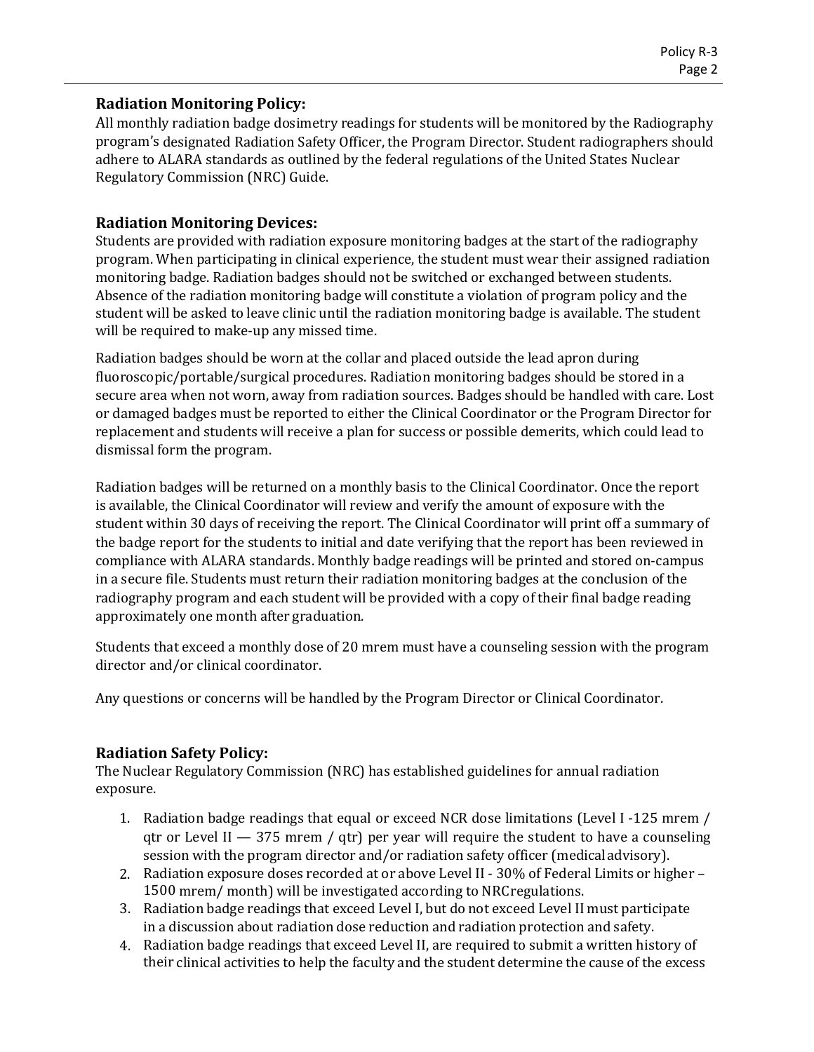### Radiation Monitoring Policy:

All monthly radiation badge dosimetry readings for students will be monitored by the Radiography program's designated Radiation Safety Officer, the Program Director. Student radiographers should adhere to ALARA standards as outlined by the federal regulations of the United States Nuclear Regulatory Commission (NRC) Guide.

### Radiation Monitoring Devices:

Students are provided with radiation exposure monitoring badges at the start of the radiography program. When participating in clinical experience, the student must wear their assigned radiation monitoring badge. Radiation badges should not be switched or exchanged between students. Absence of the radiation monitoring badge will constitute a violation of program policy and the student will be asked to leave clinic until the radiation monitoring badge is available. The student will be required to make-up any missed time.

Radiation badges should be worn at the collar and placed outside the lead apron during fluoroscopic/portable/surgical procedures. Radiation monitoring badges should be stored in a secure area when not worn, away from radiation sources. Badges should be handled with care. Lost or damaged badges must be reported to either the Clinical Coordinator or the Program Director for replacement and students will receive a plan for success or possible demerits, which could lead to dismissal form the program.

Radiation badges will be returned on a monthly basis to the Clinical Coordinator. Once the report is available, the Clinical Coordinator will review and verify the amount of exposure with the student within 30 days of receiving the report. The Clinical Coordinator will print off a summary of the badge report for the students to initial and date verifying that the report has been reviewed in compliance with ALARA standards. Monthly badge readings will be printed and stored on-campus in a secure file. Students must return their radiation monitoring badges at the conclusion of the radiography program and each student will be provided with a copy of their final badge reading approximately one month after graduation.

Students that exceed a monthly dose of 20 mrem must have a counseling session with the program director and/or clinical coordinator.

Any questions or concerns will be handled by the Program Director or Clinical Coordinator.

### Radiation Safety Policy:

The Nuclear Regulatory Commission (NRC) has established guidelines for annual radiation exposure.

1. Radiation badge readings that equal or exceed NCR dose limitations (Level I -125 mrem / qtr or Level II — 375 mrem / qtr) per year will require the student to have a counseling session with the program director and/or radiation safety officer (medical advisory).
2. Radiation exposure doses recorded at or above Level II - 30% of Federal Limits or higher – 1500 mrem/ month) will be investigated according to NRC regulations.
3. Radiation badge readings that exceed Level I, but do not exceed Level II must participate in a discussion about radiation dose reduction and radiation protection and safety.
4. Radiation badge readings that exceed Level II, are required to submit a written history of their clinical activities to help the faculty and the student determine the cause of the excess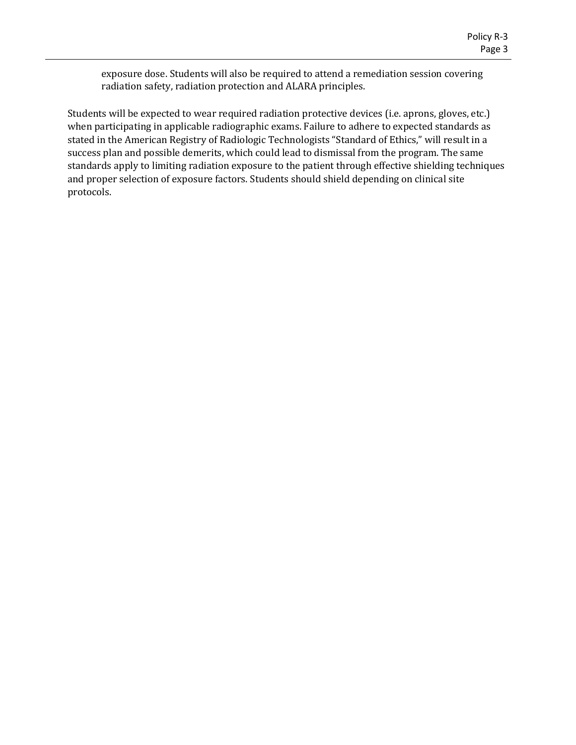exposure dose. Students will also be required to attend a remediation session covering radiation safety, radiation protection and ALARA principles.

Students will be expected to wear required radiation protective devices (i.e. aprons, gloves, etc.) when participating in applicable radiographic exams. Failure to adhere to expected standards as stated in the American Registry of Radiologic Technologists "Standard of Ethics," will result in a success plan and possible demerits, which could lead to dismissal from the program. The same standards apply to limiting radiation exposure to the patient through effective shielding techniques and proper selection of exposure factors. Students should shield depending on clinical site protocols.